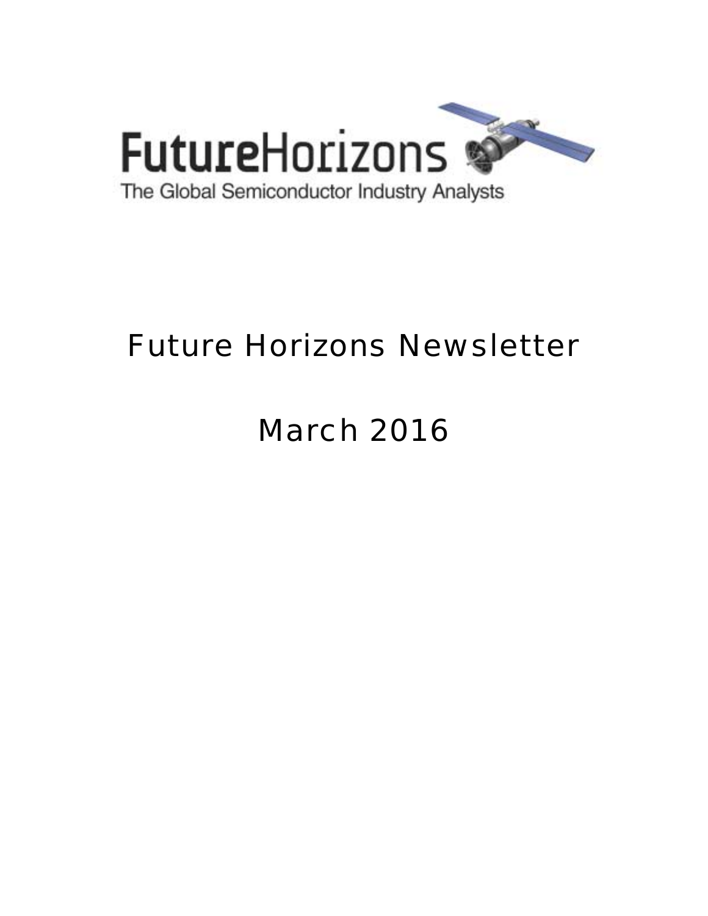FutureHorizons

The Global Semiconductor Industry Analysts

# Future Horizons Newsletter

# March 2016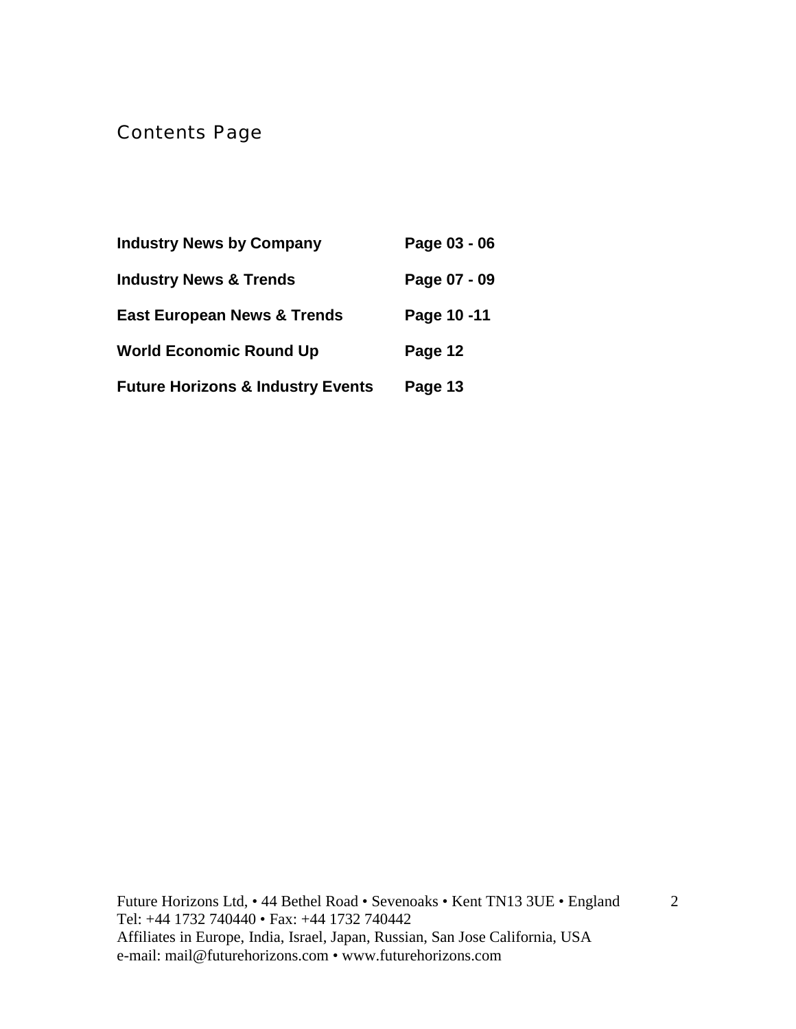# Contents Page

| | |
|---|---|
| **Industry News by Company** | **Page 03 - 06** |
| **Industry News & Trends** | **Page 07 - 09** |
| **East European News & Trends** | **Page 10 -11** |
| **World Economic Round Up** | **Page 12** |
| **Future Horizons & Industry Events** | **Page 13** |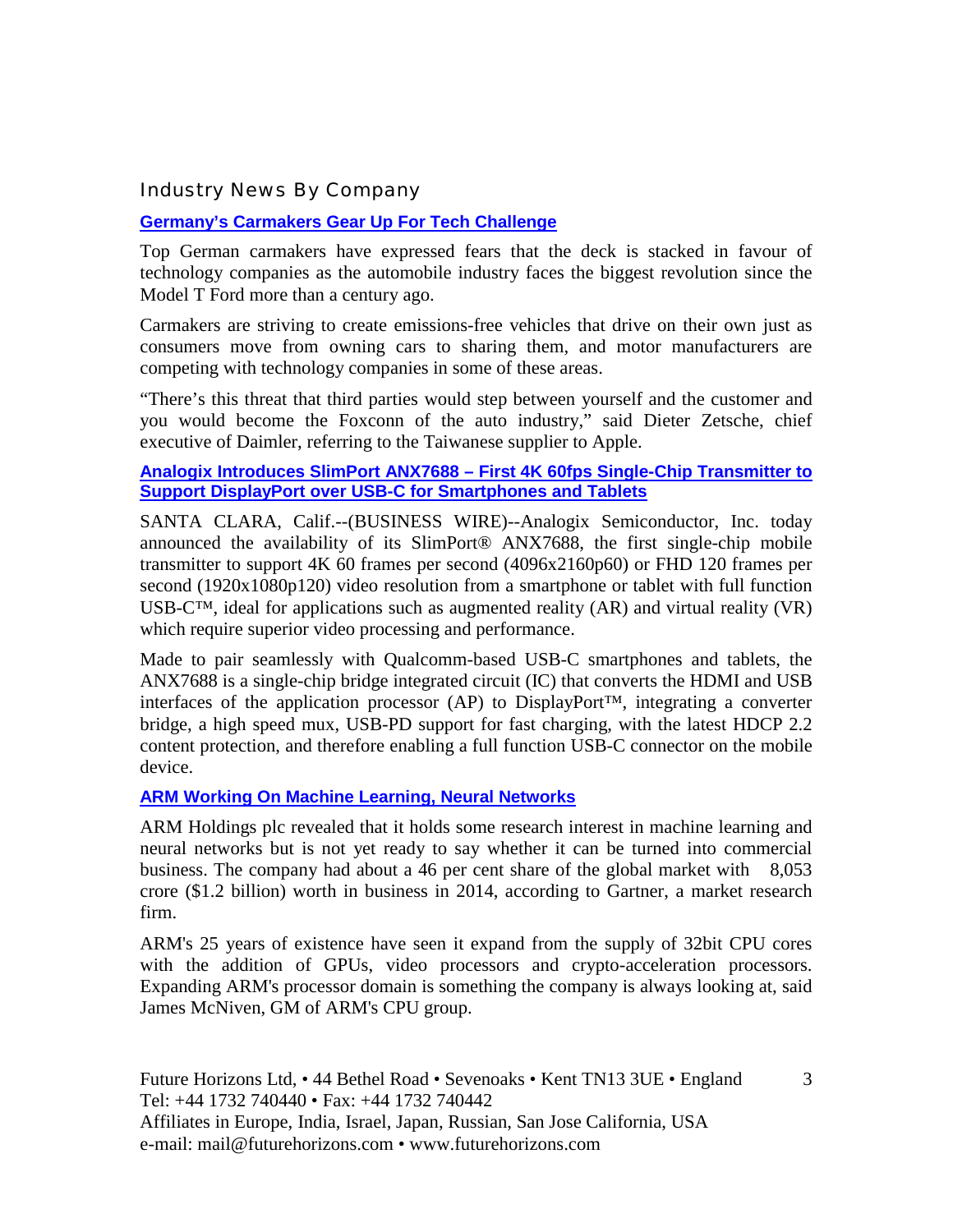## Industry News By Company

### Germany's Carmakers Gear Up For Tech Challenge

Top German carmakers have expressed fears that the deck is stacked in favour of technology companies as the automobile industry faces the biggest revolution since the Model T Ford more than a century ago.

Carmakers are striving to create emissions-free vehicles that drive on their own just as consumers move from owning cars to sharing them, and motor manufacturers are competing with technology companies in some of these areas.

"There's this threat that third parties would step between yourself and the customer and you would become the Foxconn of the auto industry," said Dieter Zetsche, chief executive of Daimler, referring to the Taiwanese supplier to Apple.

### Analogix Introduces SlimPort ANX7688 – First 4K 60fps Single-Chip Transmitter to Support DisplayPort over USB-C for Smartphones and Tablets

SANTA CLARA, Calif.--(BUSINESS WIRE)--Analogix Semiconductor, Inc. today announced the availability of its SlimPort® ANX7688, the first single-chip mobile transmitter to support 4K 60 frames per second (4096x2160p60) or FHD 120 frames per second (1920x1080p120) video resolution from a smartphone or tablet with full function USB-C™, ideal for applications such as augmented reality (AR) and virtual reality (VR) which require superior video processing and performance.

Made to pair seamlessly with Qualcomm-based USB-C smartphones and tablets, the ANX7688 is a single-chip bridge integrated circuit (IC) that converts the HDMI and USB interfaces of the application processor (AP) to DisplayPort™, integrating a converter bridge, a high speed mux, USB-PD support for fast charging, with the latest HDCP 2.2 content protection, and therefore enabling a full function USB-C connector on the mobile device.

### ARM Working On Machine Learning, Neural Networks

ARM Holdings plc revealed that it holds some research interest in machine learning and neural networks but is not yet ready to say whether it can be turned into commercial business. The company had about a 46 per cent share of the global market with 8,053 crore ($1.2 billion) worth in business in 2014, according to Gartner, a market research firm.

ARM's 25 years of existence have seen it expand from the supply of 32bit CPU cores with the addition of GPUs, video processors and crypto-acceleration processors. Expanding ARM's processor domain is something the company is always looking at, said James McNiven, GM of ARM's CPU group.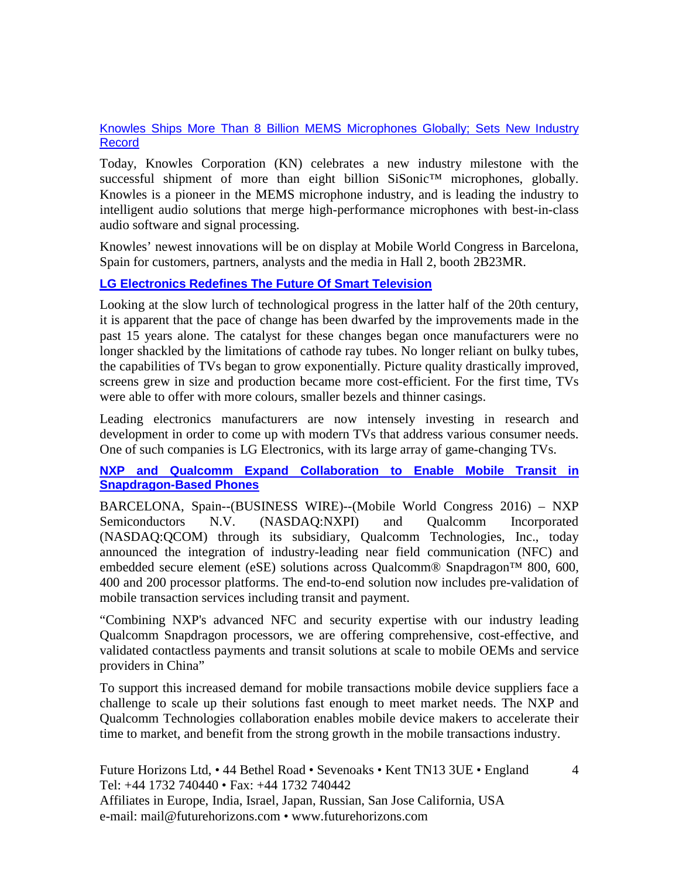[Knowles Ships More Than 8 Billion MEMS Microphones Globally; Sets New Industry Record]

Today, Knowles Corporation (KN) celebrates a new industry milestone with the successful shipment of more than eight billion SiSonic™ microphones, globally. Knowles is a pioneer in the MEMS microphone industry, and is leading the industry to intelligent audio solutions that merge high-performance microphones with best-in-class audio software and signal processing.

Knowles' newest innovations will be on display at Mobile World Congress in Barcelona, Spain for customers, partners, analysts and the media in Hall 2, booth 2B23MR.

**LG Electronics Redefines The Future Of Smart Television**

Looking at the slow lurch of technological progress in the latter half of the 20th century, it is apparent that the pace of change has been dwarfed by the improvements made in the past 15 years alone. The catalyst for these changes began once manufacturers were no longer shackled by the limitations of cathode ray tubes. No longer reliant on bulky tubes, the capabilities of TVs began to grow exponentially. Picture quality drastically improved, screens grew in size and production became more cost-efficient. For the first time, TVs were able to offer with more colours, smaller bezels and thinner casings.

Leading electronics manufacturers are now intensely investing in research and development in order to come up with modern TVs that address various consumer needs. One of such companies is LG Electronics, with its large array of game-changing TVs.

**NXP and Qualcomm Expand Collaboration to Enable Mobile Transit in Snapdragon-Based Phones**

BARCELONA, Spain--(BUSINESS WIRE)--(Mobile World Congress 2016) – NXP Semiconductors N.V. (NASDAQ:NXPI) and Qualcomm Incorporated (NASDAQ:QCOM) through its subsidiary, Qualcomm Technologies, Inc., today announced the integration of industry-leading near field communication (NFC) and embedded secure element (eSE) solutions across Qualcomm® Snapdragon™ 800, 600, 400 and 200 processor platforms. The end-to-end solution now includes pre-validation of mobile transaction services including transit and payment.

"Combining NXP's advanced NFC and security expertise with our industry leading Qualcomm Snapdragon processors, we are offering comprehensive, cost-effective, and validated contactless payments and transit solutions at scale to mobile OEMs and service providers in China"

To support this increased demand for mobile transactions mobile device suppliers face a challenge to scale up their solutions fast enough to meet market needs. The NXP and Qualcomm Technologies collaboration enables mobile device makers to accelerate their time to market, and benefit from the strong growth in the mobile transactions industry.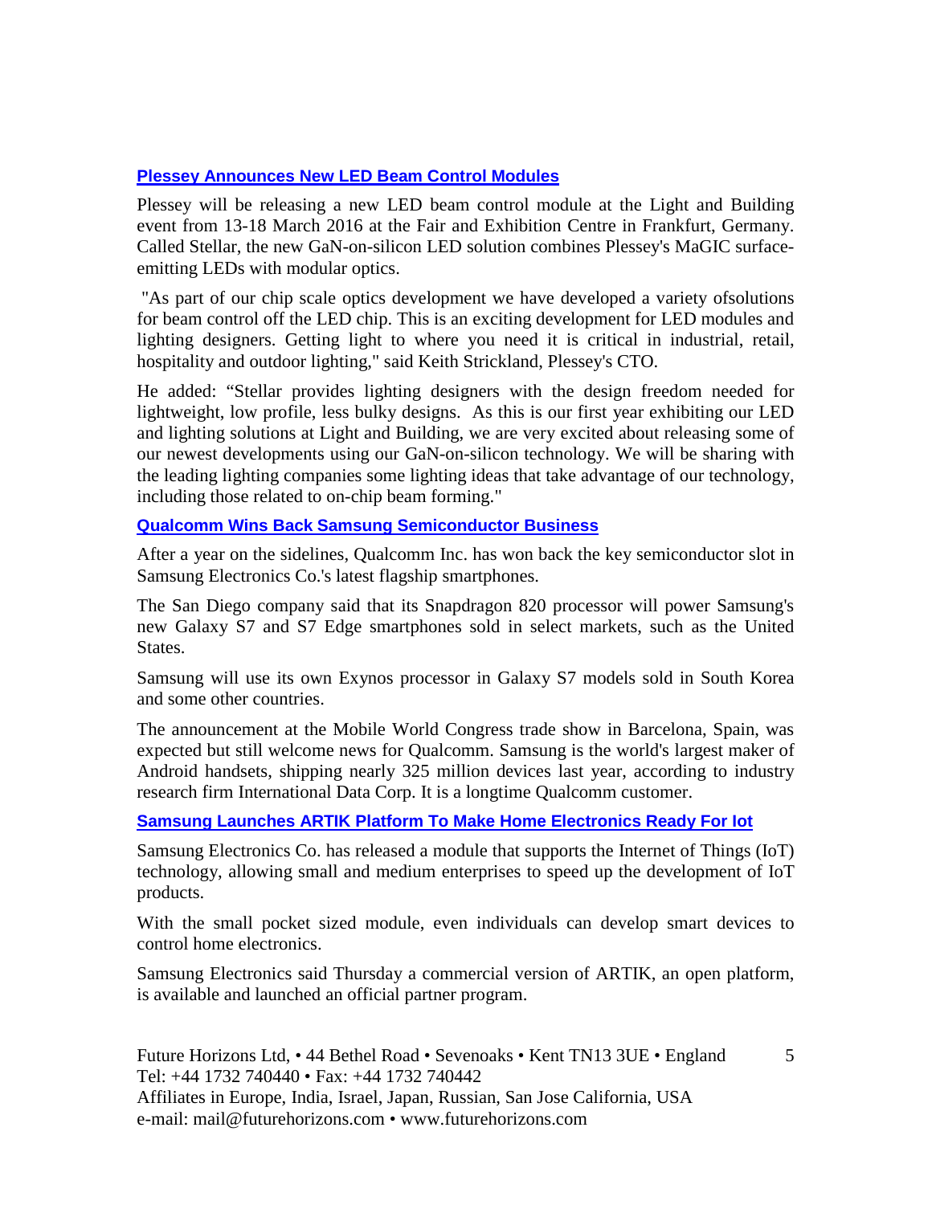## Plessey Announces New LED Beam Control Modules

Plessey will be releasing a new LED beam control module at the Light and Building event from 13-18 March 2016 at the Fair and Exhibition Centre in Frankfurt, Germany. Called Stellar, the new GaN-on-silicon LED solution combines Plessey's MaGIC surface-emitting LEDs with modular optics.

"As part of our chip scale optics development we have developed a variety ofsolutions for beam control off the LED chip. This is an exciting development for LED modules and lighting designers. Getting light to where you need it is critical in industrial, retail, hospitality and outdoor lighting," said Keith Strickland, Plessey's CTO.

He added: "Stellar provides lighting designers with the design freedom needed for lightweight, low profile, less bulky designs. As this is our first year exhibiting our LED and lighting solutions at Light and Building, we are very excited about releasing some of our newest developments using our GaN-on-silicon technology. We will be sharing with the leading lighting companies some lighting ideas that take advantage of our technology, including those related to on-chip beam forming."

## Qualcomm Wins Back Samsung Semiconductor Business

After a year on the sidelines, Qualcomm Inc. has won back the key semiconductor slot in Samsung Electronics Co.'s latest flagship smartphones.

The San Diego company said that its Snapdragon 820 processor will power Samsung's new Galaxy S7 and S7 Edge smartphones sold in select markets, such as the United States.

Samsung will use its own Exynos processor in Galaxy S7 models sold in South Korea and some other countries.

The announcement at the Mobile World Congress trade show in Barcelona, Spain, was expected but still welcome news for Qualcomm. Samsung is the world's largest maker of Android handsets, shipping nearly 325 million devices last year, according to industry research firm International Data Corp. It is a longtime Qualcomm customer.

## Samsung Launches ARTIK Platform To Make Home Electronics Ready For Iot

Samsung Electronics Co. has released a module that supports the Internet of Things (IoT) technology, allowing small and medium enterprises to speed up the development of IoT products.

With the small pocket sized module, even individuals can develop smart devices to control home electronics.

Samsung Electronics said Thursday a commercial version of ARTIK, an open platform, is available and launched an official partner program.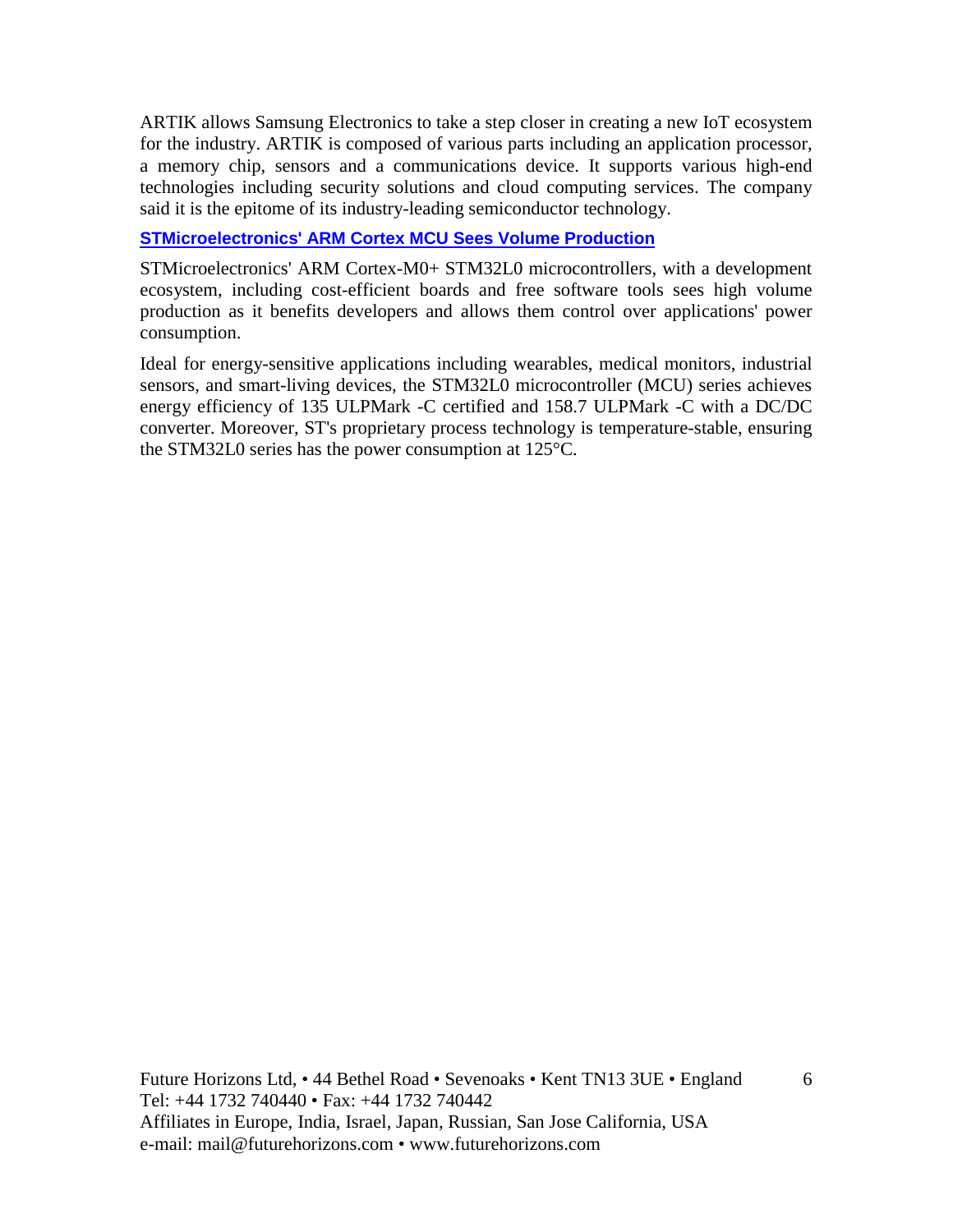ARTIK allows Samsung Electronics to take a step closer in creating a new IoT ecosystem for the industry. ARTIK is composed of various parts including an application processor, a memory chip, sensors and a communications device. It supports various high-end technologies including security solutions and cloud computing services. The company said it is the epitome of its industry-leading semiconductor technology.

### STMicroelectronics' ARM Cortex MCU Sees Volume Production

STMicroelectronics' ARM Cortex-M0+ STM32L0 microcontrollers, with a development ecosystem, including cost-efficient boards and free software tools sees high volume production as it benefits developers and allows them control over applications' power consumption.

Ideal for energy-sensitive applications including wearables, medical monitors, industrial sensors, and smart-living devices, the STM32L0 microcontroller (MCU) series achieves energy efficiency of 135 ULPMark -C certified and 158.7 ULPMark -C with a DC/DC converter. Moreover, ST's proprietary process technology is temperature-stable, ensuring the STM32L0 series has the power consumption at 125°C.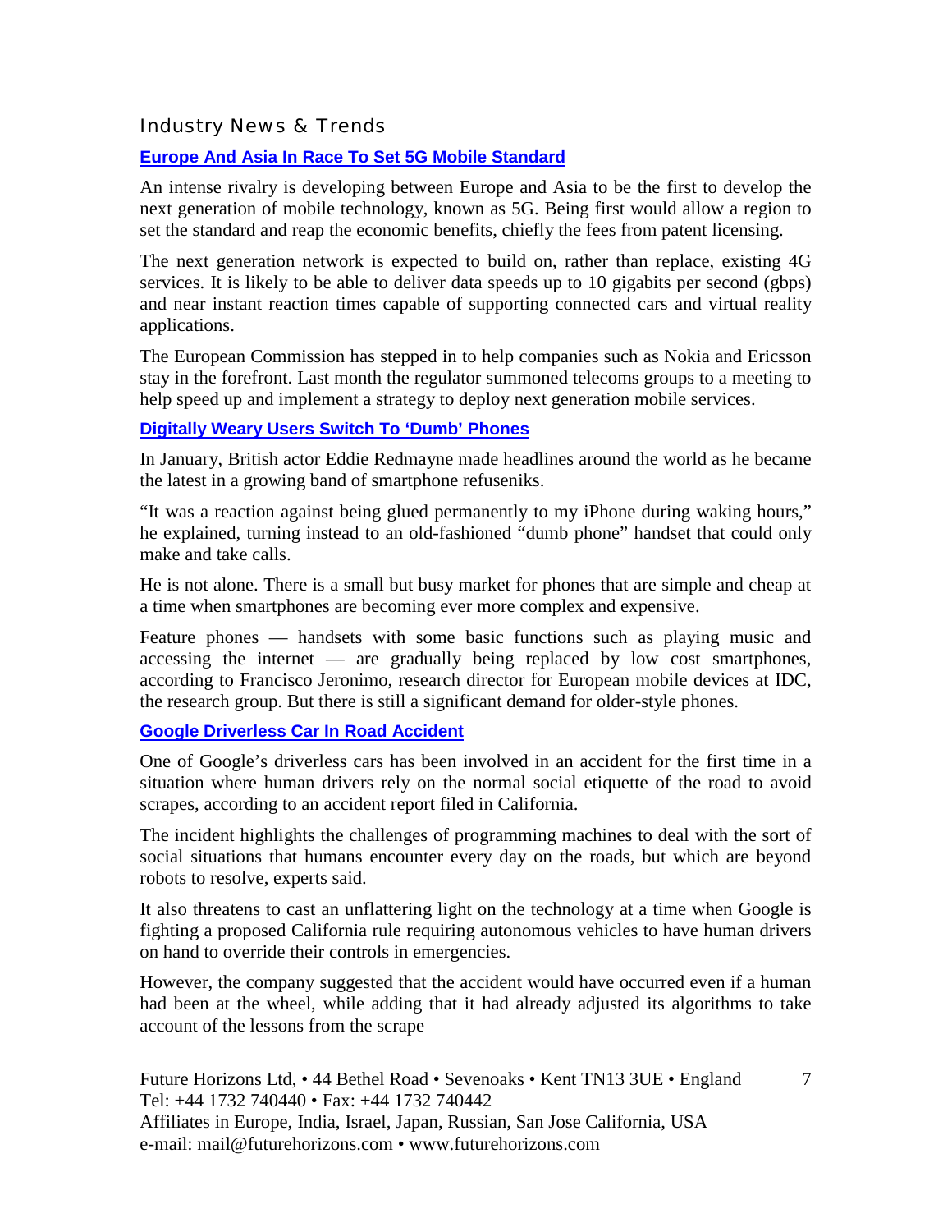## Industry News & Trends

### Europe And Asia In Race To Set 5G Mobile Standard

An intense rivalry is developing between Europe and Asia to be the first to develop the next generation of mobile technology, known as 5G. Being first would allow a region to set the standard and reap the economic benefits, chiefly the fees from patent licensing.

The next generation network is expected to build on, rather than replace, existing 4G services. It is likely to be able to deliver data speeds up to 10 gigabits per second (gbps) and near instant reaction times capable of supporting connected cars and virtual reality applications.

The European Commission has stepped in to help companies such as Nokia and Ericsson stay in the forefront. Last month the regulator summoned telecoms groups to a meeting to help speed up and implement a strategy to deploy next generation mobile services.

### Digitally Weary Users Switch To 'Dumb' Phones

In January, British actor Eddie Redmayne made headlines around the world as he became the latest in a growing band of smartphone refuseniks.

"It was a reaction against being glued permanently to my iPhone during waking hours," he explained, turning instead to an old-fashioned "dumb phone" handset that could only make and take calls.

He is not alone. There is a small but busy market for phones that are simple and cheap at a time when smartphones are becoming ever more complex and expensive.

Feature phones — handsets with some basic functions such as playing music and accessing the internet — are gradually being replaced by low cost smartphones, according to Francisco Jeronimo, research director for European mobile devices at IDC, the research group. But there is still a significant demand for older-style phones.

### Google Driverless Car In Road Accident

One of Google's driverless cars has been involved in an accident for the first time in a situation where human drivers rely on the normal social etiquette of the road to avoid scrapes, according to an accident report filed in California.

The incident highlights the challenges of programming machines to deal with the sort of social situations that humans encounter every day on the roads, but which are beyond robots to resolve, experts said.

It also threatens to cast an unflattering light on the technology at a time when Google is fighting a proposed California rule requiring autonomous vehicles to have human drivers on hand to override their controls in emergencies.

However, the company suggested that the accident would have occurred even if a human had been at the wheel, while adding that it had already adjusted its algorithms to take account of the lessons from the scrape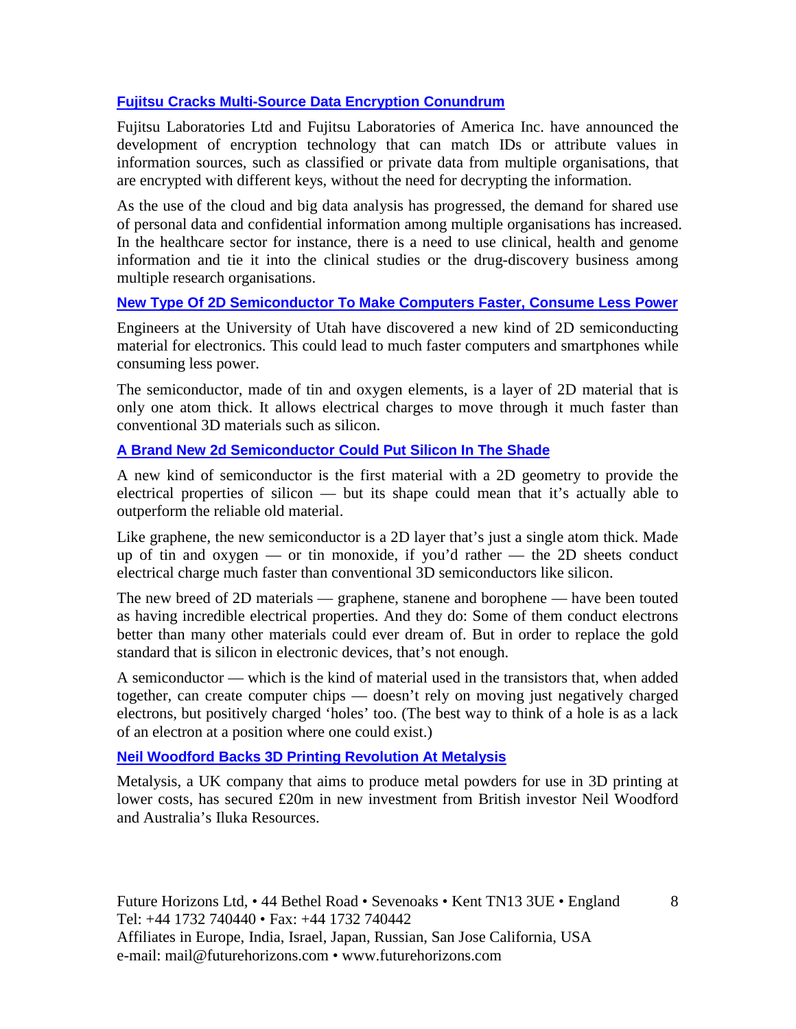### [Fujitsu Cracks Multi-Source Data Encryption Conundrum]

Fujitsu Laboratories Ltd and Fujitsu Laboratories of America Inc. have announced the development of encryption technology that can match IDs or attribute values in information sources, such as classified or private data from multiple organisations, that are encrypted with different keys, without the need for decrypting the information.

As the use of the cloud and big data analysis has progressed, the demand for shared use of personal data and confidential information among multiple organisations has increased. In the healthcare sector for instance, there is a need to use clinical, health and genome information and tie it into the clinical studies or the drug-discovery business among multiple research organisations.

### [New Type Of 2D Semiconductor To Make Computers Faster, Consume Less Power]

Engineers at the University of Utah have discovered a new kind of 2D semiconducting material for electronics. This could lead to much faster computers and smartphones while consuming less power.

The semiconductor, made of tin and oxygen elements, is a layer of 2D material that is only one atom thick. It allows electrical charges to move through it much faster than conventional 3D materials such as silicon.

### [A Brand New 2d Semiconductor Could Put Silicon In The Shade]

A new kind of semiconductor is the first material with a 2D geometry to provide the electrical properties of silicon — but its shape could mean that it's actually able to outperform the reliable old material.

Like graphene, the new semiconductor is a 2D layer that's just a single atom thick. Made up of tin and oxygen — or tin monoxide, if you'd rather — the 2D sheets conduct electrical charge much faster than conventional 3D semiconductors like silicon.

The new breed of 2D materials — graphene, stanene and borophene — have been touted as having incredible electrical properties. And they do: Some of them conduct electrons better than many other materials could ever dream of. But in order to replace the gold standard that is silicon in electronic devices, that's not enough.

A semiconductor — which is the kind of material used in the transistors that, when added together, can create computer chips — doesn't rely on moving just negatively charged electrons, but positively charged 'holes' too. (The best way to think of a hole is as a lack of an electron at a position where one could exist.)

### [Neil Woodford Backs 3D Printing Revolution At Metalysis]

Metalysis, a UK company that aims to produce metal powders for use in 3D printing at lower costs, has secured £20m in new investment from British investor Neil Woodford and Australia's Iluka Resources.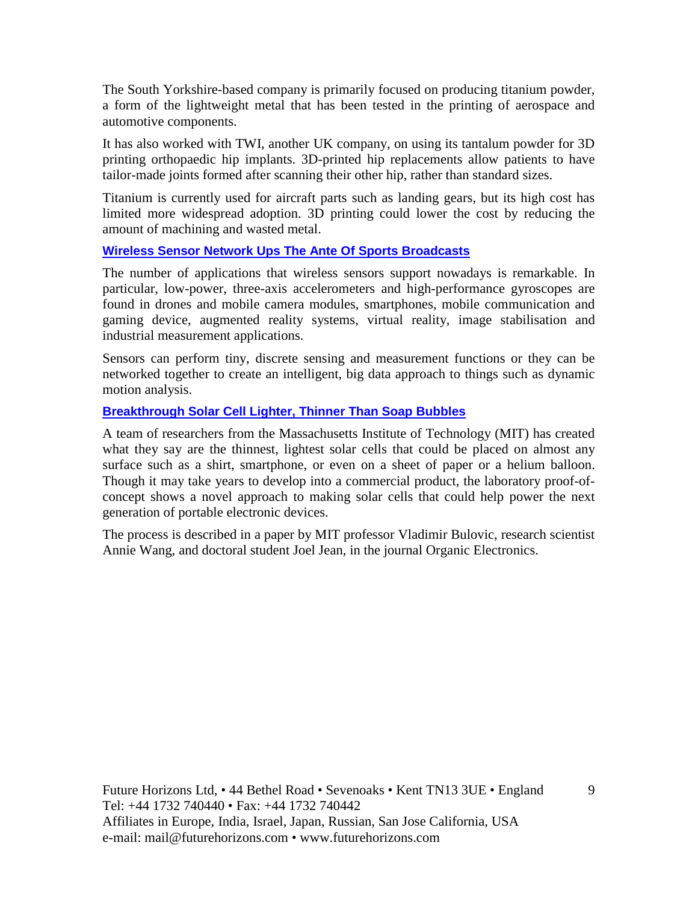The South Yorkshire-based company is primarily focused on producing titanium powder, a form of the lightweight metal that has been tested in the printing of aerospace and automotive components.

It has also worked with TWI, another UK company, on using its tantalum powder for 3D printing orthopaedic hip implants. 3D-printed hip replacements allow patients to have tailor-made joints formed after scanning their other hip, rather than standard sizes.

Titanium is currently used for aircraft parts such as landing gears, but its high cost has limited more widespread adoption. 3D printing could lower the cost by reducing the amount of machining and wasted metal.

### Wireless Sensor Network Ups The Ante Of Sports Broadcasts

The number of applications that wireless sensors support nowadays is remarkable. In particular, low-power, three-axis accelerometers and high-performance gyroscopes are found in drones and mobile camera modules, smartphones, mobile communication and gaming device, augmented reality systems, virtual reality, image stabilisation and industrial measurement applications.

Sensors can perform tiny, discrete sensing and measurement functions or they can be networked together to create an intelligent, big data approach to things such as dynamic motion analysis.

### Breakthrough Solar Cell Lighter, Thinner Than Soap Bubbles

A team of researchers from the Massachusetts Institute of Technology (MIT) has created what they say are the thinnest, lightest solar cells that could be placed on almost any surface such as a shirt, smartphone, or even on a sheet of paper or a helium balloon. Though it may take years to develop into a commercial product, the laboratory proof-of-concept shows a novel approach to making solar cells that could help power the next generation of portable electronic devices.

The process is described in a paper by MIT professor Vladimir Bulovic, research scientist Annie Wang, and doctoral student Joel Jean, in the journal Organic Electronics.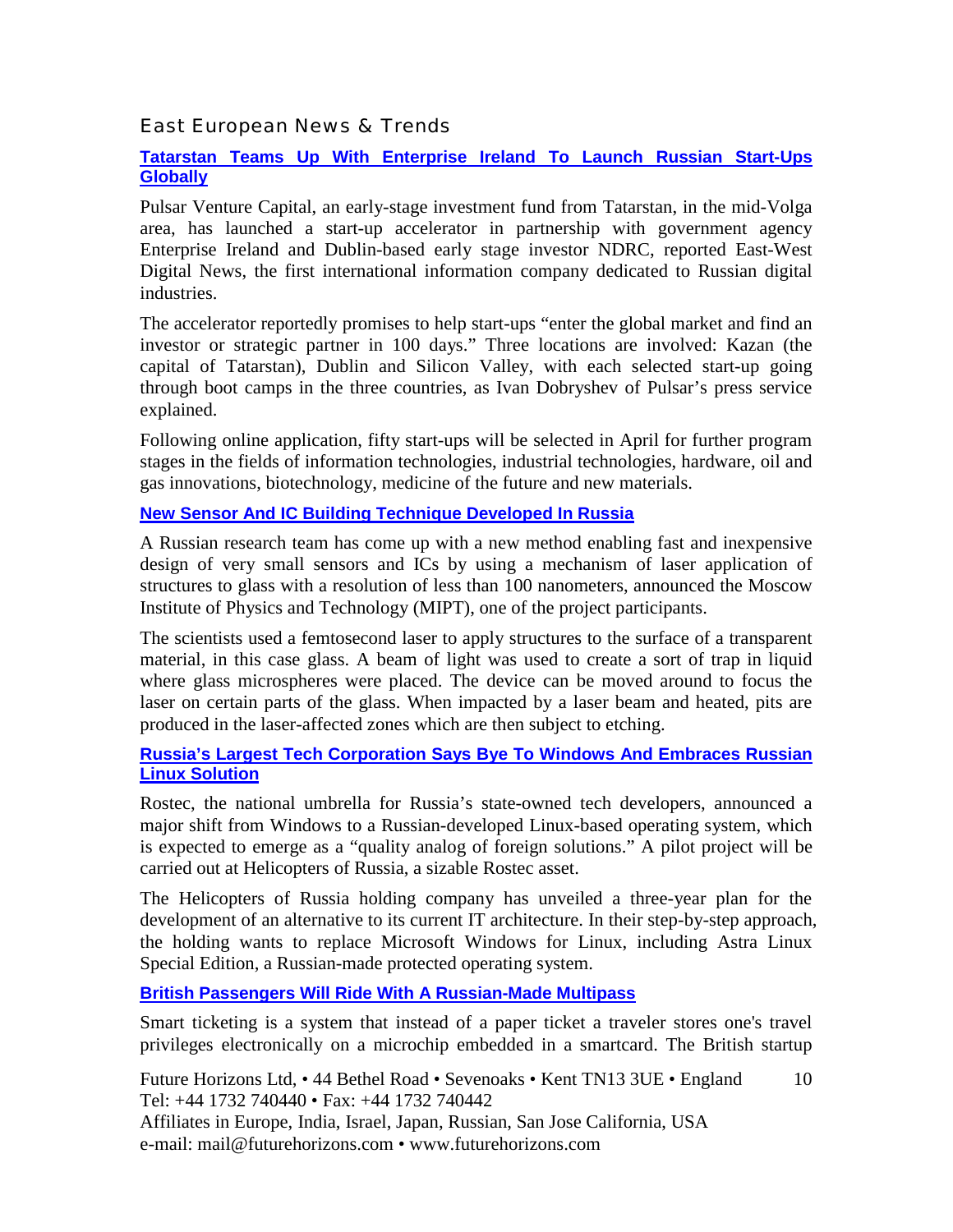## East European News & Trends

### Tatarstan Teams Up With Enterprise Ireland To Launch Russian Start-Ups Globally

Pulsar Venture Capital, an early-stage investment fund from Tatarstan, in the mid-Volga area, has launched a start-up accelerator in partnership with government agency Enterprise Ireland and Dublin-based early stage investor NDRC, reported East-West Digital News, the first international information company dedicated to Russian digital industries.

The accelerator reportedly promises to help start-ups "enter the global market and find an investor or strategic partner in 100 days." Three locations are involved: Kazan (the capital of Tatarstan), Dublin and Silicon Valley, with each selected start-up going through boot camps in the three countries, as Ivan Dobryshev of Pulsar's press service explained.

Following online application, fifty start-ups will be selected in April for further program stages in the fields of information technologies, industrial technologies, hardware, oil and gas innovations, biotechnology, medicine of the future and new materials.

### New Sensor And IC Building Technique Developed In Russia

A Russian research team has come up with a new method enabling fast and inexpensive design of very small sensors and ICs by using a mechanism of laser application of structures to glass with a resolution of less than 100 nanometers, announced the Moscow Institute of Physics and Technology (MIPT), one of the project participants.

The scientists used a femtosecond laser to apply structures to the surface of a transparent material, in this case glass. A beam of light was used to create a sort of trap in liquid where glass microspheres were placed. The device can be moved around to focus the laser on certain parts of the glass. When impacted by a laser beam and heated, pits are produced in the laser-affected zones which are then subject to etching.

### Russia's Largest Tech Corporation Says Bye To Windows And Embraces Russian Linux Solution

Rostec, the national umbrella for Russia's state-owned tech developers, announced a major shift from Windows to a Russian-developed Linux-based operating system, which is expected to emerge as a "quality analog of foreign solutions." A pilot project will be carried out at Helicopters of Russia, a sizable Rostec asset.

The Helicopters of Russia holding company has unveiled a three-year plan for the development of an alternative to its current IT architecture. In their step-by-step approach, the holding wants to replace Microsoft Windows for Linux, including Astra Linux Special Edition, a Russian-made protected operating system.

### British Passengers Will Ride With A Russian-Made Multipass

Smart ticketing is a system that instead of a paper ticket a traveler stores one's travel privileges electronically on a microchip embedded in a smartcard. The British startup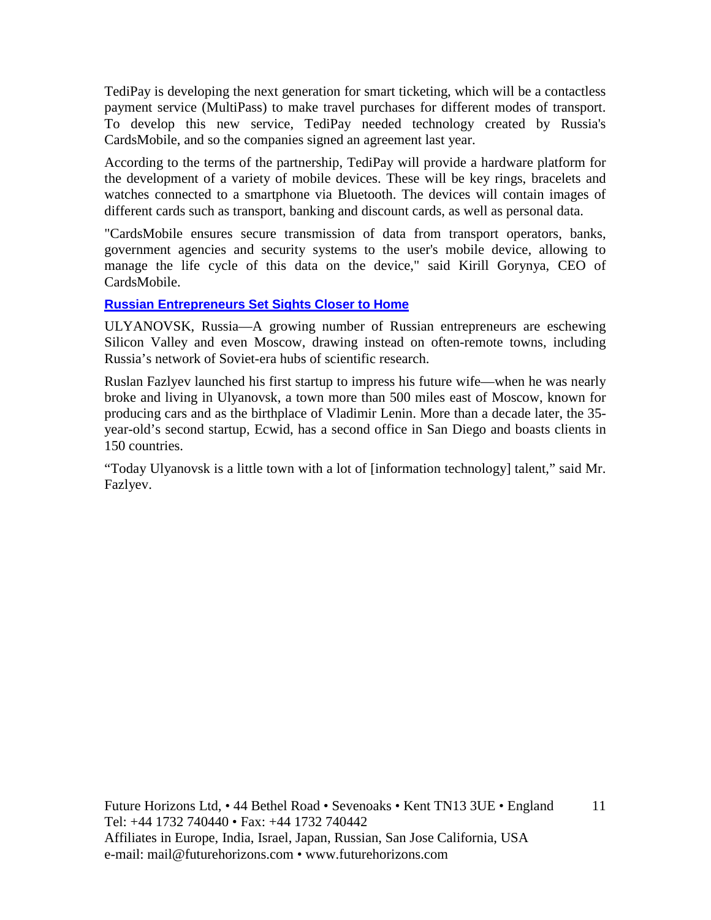TediPay is developing the next generation for smart ticketing, which will be a contactless payment service (MultiPass) to make travel purchases for different modes of transport. To develop this new service, TediPay needed technology created by Russia's CardsMobile, and so the companies signed an agreement last year.

According to the terms of the partnership, TediPay will provide a hardware platform for the development of a variety of mobile devices. These will be key rings, bracelets and watches connected to a smartphone via Bluetooth. The devices will contain images of different cards such as transport, banking and discount cards, as well as personal data.

"CardsMobile ensures secure transmission of data from transport operators, banks, government agencies and security systems to the user's mobile device, allowing to manage the life cycle of this data on the device," said Kirill Gorynya, CEO of CardsMobile.

### Russian Entrepreneurs Set Sights Closer to Home

ULYANOVSK, Russia—A growing number of Russian entrepreneurs are eschewing Silicon Valley and even Moscow, drawing instead on often-remote towns, including Russia's network of Soviet-era hubs of scientific research.

Ruslan Fazlyev launched his first startup to impress his future wife—when he was nearly broke and living in Ulyanovsk, a town more than 500 miles east of Moscow, known for producing cars and as the birthplace of Vladimir Lenin. More than a decade later, the 35-year-old's second startup, Ecwid, has a second office in San Diego and boasts clients in 150 countries.

"Today Ulyanovsk is a little town with a lot of [information technology] talent," said Mr. Fazlyev.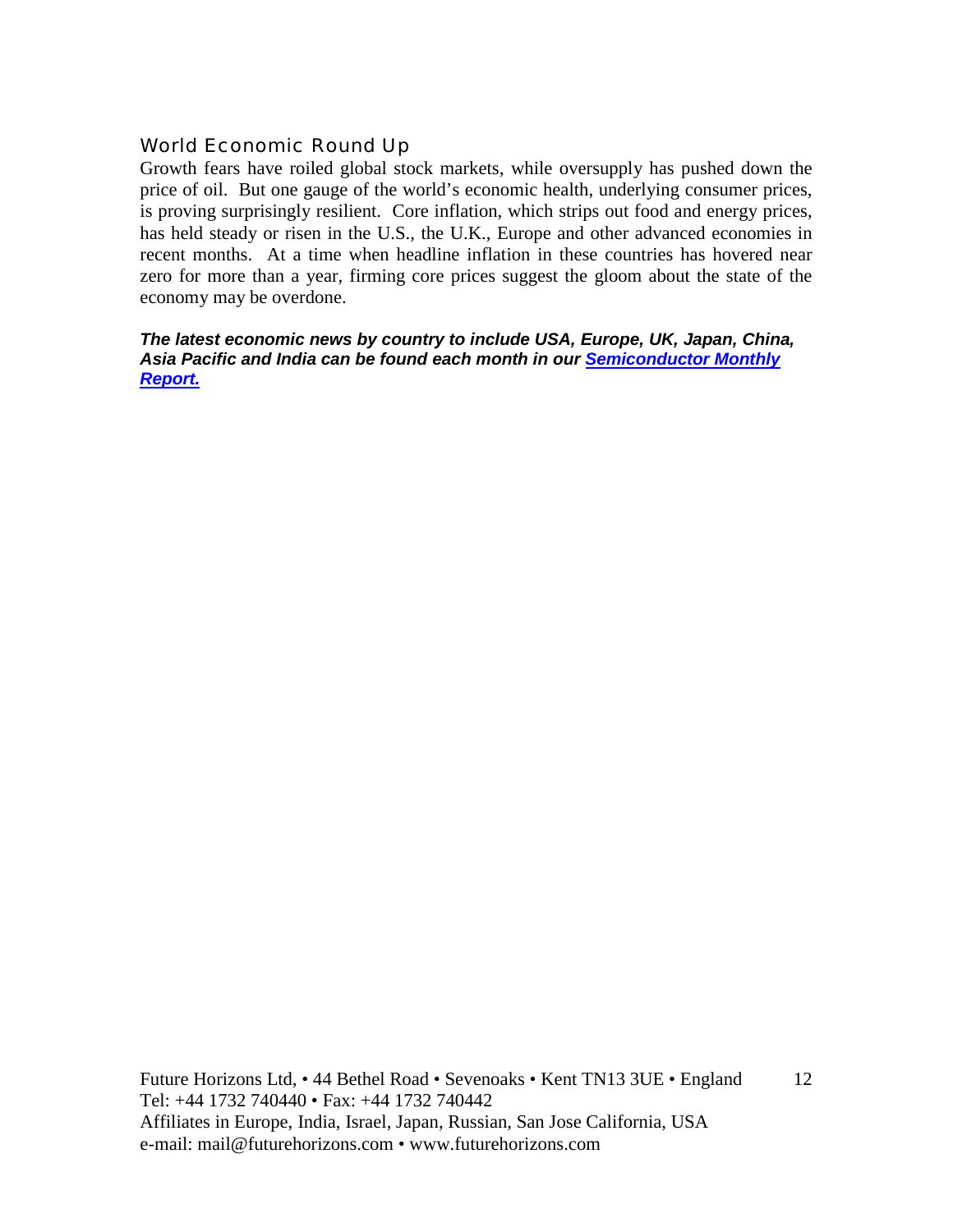## World Economic Round Up

Growth fears have roiled global stock markets, while oversupply has pushed down the price of oil. But one gauge of the world's economic health, underlying consumer prices, is proving surprisingly resilient. Core inflation, which strips out food and energy prices, has held steady or risen in the U.S., the U.K., Europe and other advanced economies in recent months. At a time when headline inflation in these countries has hovered near zero for more than a year, firming core prices suggest the gloom about the state of the economy may be overdone.

***The latest economic news by country to include USA, Europe, UK, Japan, China, Asia Pacific and India can be found each month in our Semiconductor Monthly Report.***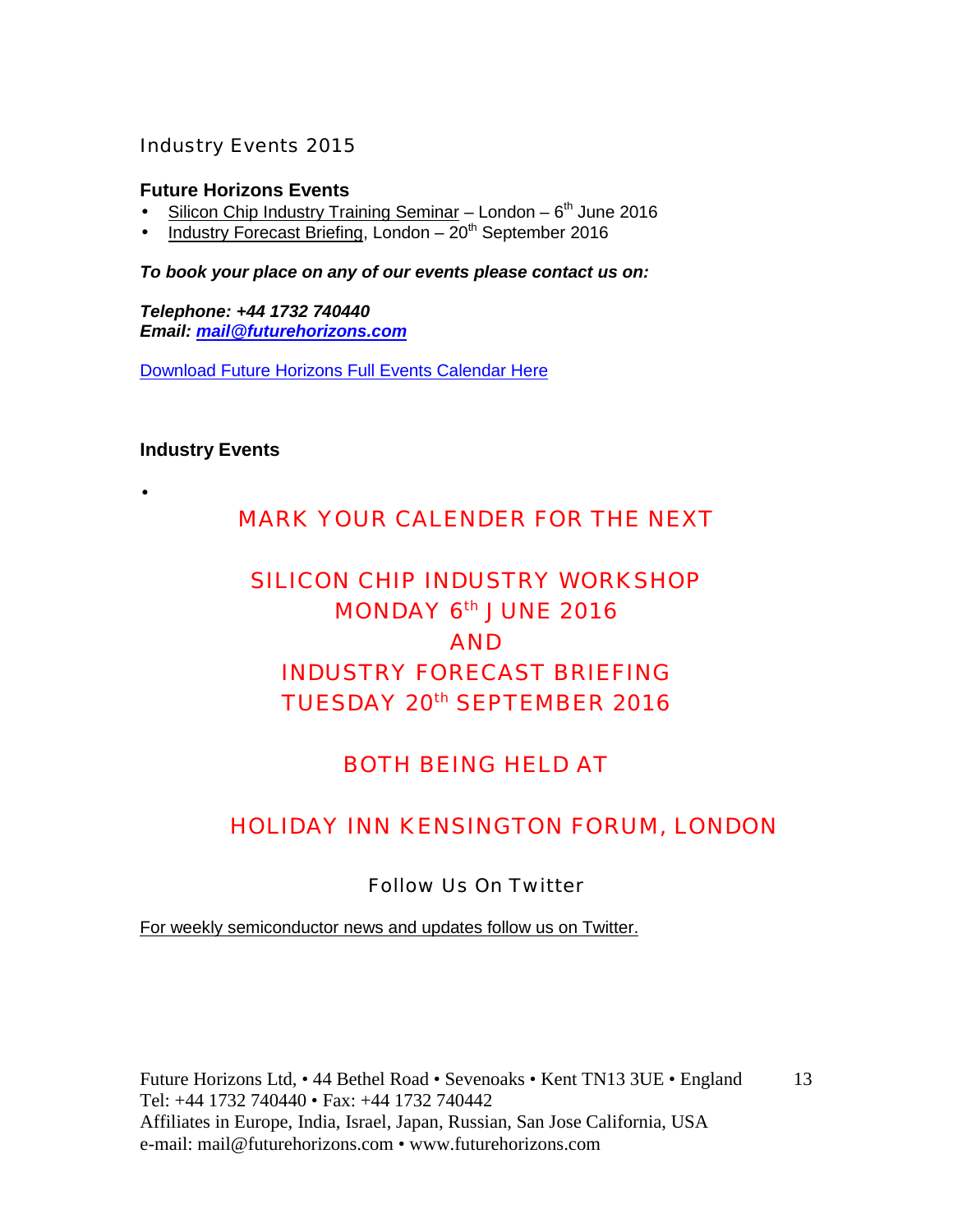## Industry Events 2015

### Future Horizons Events

- Silicon Chip Industry Training Seminar – London – 6th June 2016
- Industry Forecast Briefing, London – 20th September 2016

***To book your place on any of our events please contact us on:***

***Telephone: +44 1732 740440***
***Email: mail@futurehorizons.com***

Download Future Horizons Full Events Calendar Here

### Industry Events

•

MARK YOUR CALENDER FOR THE NEXT

SILICON CHIP INDUSTRY WORKSHOP
MONDAY 6th JUNE 2016
AND
INDUSTRY FORECAST BRIEFING
TUESDAY 20th SEPTEMBER 2016

BOTH BEING HELD AT

HOLIDAY INN KENSINGTON FORUM, LONDON

Follow Us On Twitter

For weekly semiconductor news and updates follow us on Twitter.

Future Horizons Ltd, • 44 Bethel Road • Sevenoaks • Kent TN13 3UE • England
Tel: +44 1732 740440 • Fax: +44 1732 740442
Affiliates in Europe, India, Israel, Japan, Russian, San Jose California, USA
e-mail: mail@futurehorizons.com • www.futurehorizons.com